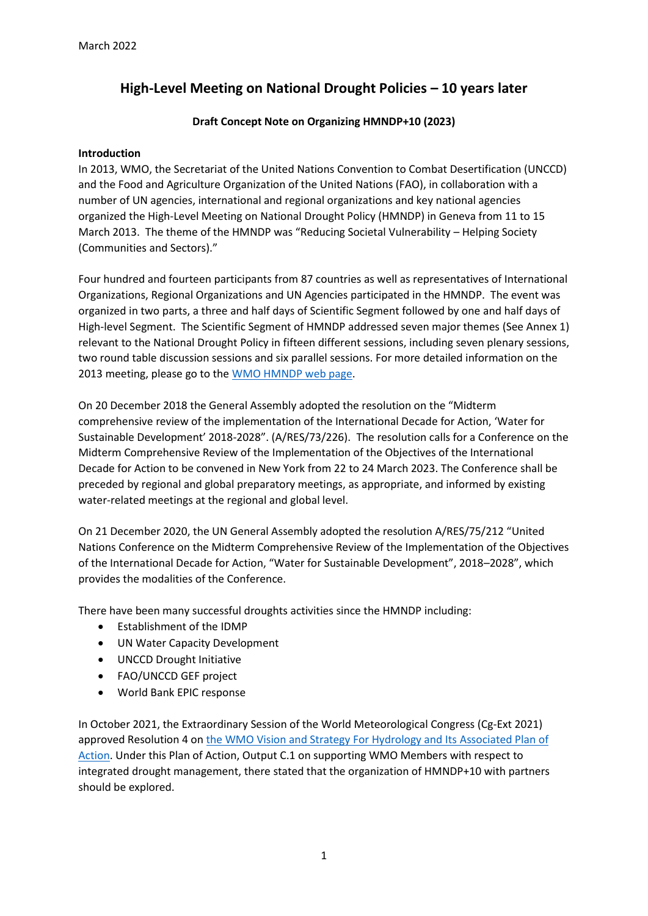March 2022

# High-Level Meeting on National Drought Policies – 10 years later

**Draft Concept Note on Organizing HMNDP+10 (2023)**

**Introduction**

In 2013, WMO, the Secretariat of the United Nations Convention to Combat Desertification (UNCCD) and the Food and Agriculture Organization of the United Nations (FAO), in collaboration with a number of UN agencies, international and regional organizations and key national agencies organized the High-Level Meeting on National Drought Policy (HMNDP) in Geneva from 11 to 15 March 2013. The theme of the HMNDP was "Reducing Societal Vulnerability – Helping Society (Communities and Sectors)."

Four hundred and fourteen participants from 87 countries as well as representatives of International Organizations, Regional Organizations and UN Agencies participated in the HMNDP. The event was organized in two parts, a three and half days of Scientific Segment followed by one and half days of High-level Segment. The Scientific Segment of HMNDP addressed seven major themes (See Annex 1) relevant to the National Drought Policy in fifteen different sessions, including seven plenary sessions, two round table discussion sessions and six parallel sessions. For more detailed information on the 2013 meeting, please go to the [WMO HMNDP web page](WMO HMNDP web page).

On 20 December 2018 the General Assembly adopted the resolution on the "Midterm comprehensive review of the implementation of the International Decade for Action, 'Water for Sustainable Development' 2018-2028". (A/RES/73/226). The resolution calls for a Conference on the Midterm Comprehensive Review of the Implementation of the Objectives of the International Decade for Action to be convened in New York from 22 to 24 March 2023. The Conference shall be preceded by regional and global preparatory meetings, as appropriate, and informed by existing water-related meetings at the regional and global level.

On 21 December 2020, the UN General Assembly adopted the resolution A/RES/75/212 "United Nations Conference on the Midterm Comprehensive Review of the Implementation of the Objectives of the International Decade for Action, "Water for Sustainable Development", 2018–2028", which provides the modalities of the Conference.

There have been many successful droughts activities since the HMNDP including:

- Establishment of the IDMP
- UN Water Capacity Development
- UNCCD Drought Initiative
- FAO/UNCCD GEF project
- World Bank EPIC response

In October 2021, the Extraordinary Session of the World Meteorological Congress (Cg-Ext 2021) approved Resolution 4 on [the WMO Vision and Strategy For Hydrology and Its Associated Plan of Action](the WMO Vision and Strategy For Hydrology and Its Associated Plan of Action). Under this Plan of Action, Output C.1 on supporting WMO Members with respect to integrated drought management, there stated that the organization of HMNDP+10 with partners should be explored.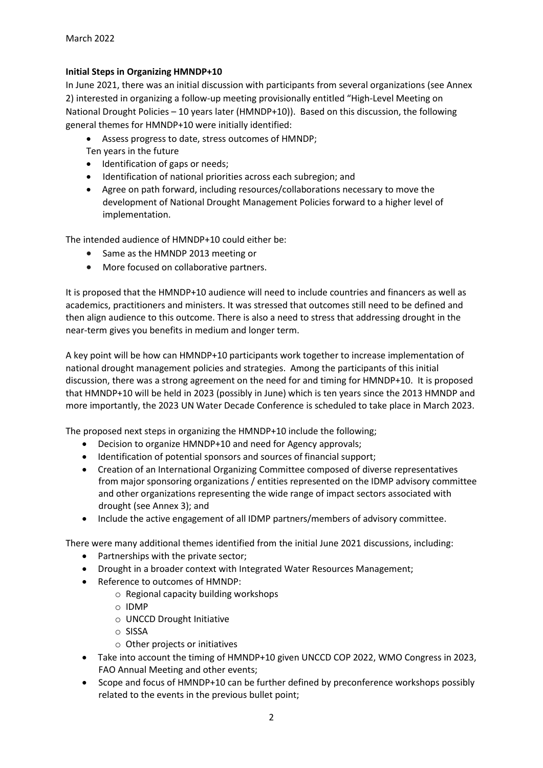March 2022

**Initial Steps in Organizing HMNDP+10**

In June 2021, there was an initial discussion with participants from several organizations (see Annex 2) interested in organizing a follow-up meeting provisionally entitled "High-Level Meeting on National Drought Policies – 10 years later (HMNDP+10)). Based on this discussion, the following general themes for HMNDP+10 were initially identified:

- Assess progress to date, stress outcomes of HMNDP;
  Ten years in the future
- Identification of gaps or needs;
- Identification of national priorities across each subregion; and
- Agree on path forward, including resources/collaborations necessary to move the development of National Drought Management Policies forward to a higher level of implementation.

The intended audience of HMNDP+10 could either be:

- Same as the HMNDP 2013 meeting or
- More focused on collaborative partners.

It is proposed that the HMNDP+10 audience will need to include countries and financers as well as academics, practitioners and ministers. It was stressed that outcomes still need to be defined and then align audience to this outcome. There is also a need to stress that addressing drought in the near-term gives you benefits in medium and longer term.

A key point will be how can HMNDP+10 participants work together to increase implementation of national drought management policies and strategies. Among the participants of this initial discussion, there was a strong agreement on the need for and timing for HMNDP+10. It is proposed that HMNDP+10 will be held in 2023 (possibly in June) which is ten years since the 2013 HMNDP and more importantly, the 2023 UN Water Decade Conference is scheduled to take place in March 2023.

The proposed next steps in organizing the HMNDP+10 include the following;

- Decision to organize HMNDP+10 and need for Agency approvals;
- Identification of potential sponsors and sources of financial support;
- Creation of an International Organizing Committee composed of diverse representatives from major sponsoring organizations / entities represented on the IDMP advisory committee and other organizations representing the wide range of impact sectors associated with drought (see Annex 3); and
- Include the active engagement of all IDMP partners/members of advisory committee.

There were many additional themes identified from the initial June 2021 discussions, including:

- Partnerships with the private sector;
- Drought in a broader context with Integrated Water Resources Management;
- Reference to outcomes of HMNDP:
  - Regional capacity building workshops
  - IDMP
  - UNCCD Drought Initiative
  - SISSA
  - Other projects or initiatives
- Take into account the timing of HMNDP+10 given UNCCD COP 2022, WMO Congress in 2023, FAO Annual Meeting and other events;
- Scope and focus of HMNDP+10 can be further defined by preconference workshops possibly related to the events in the previous bullet point;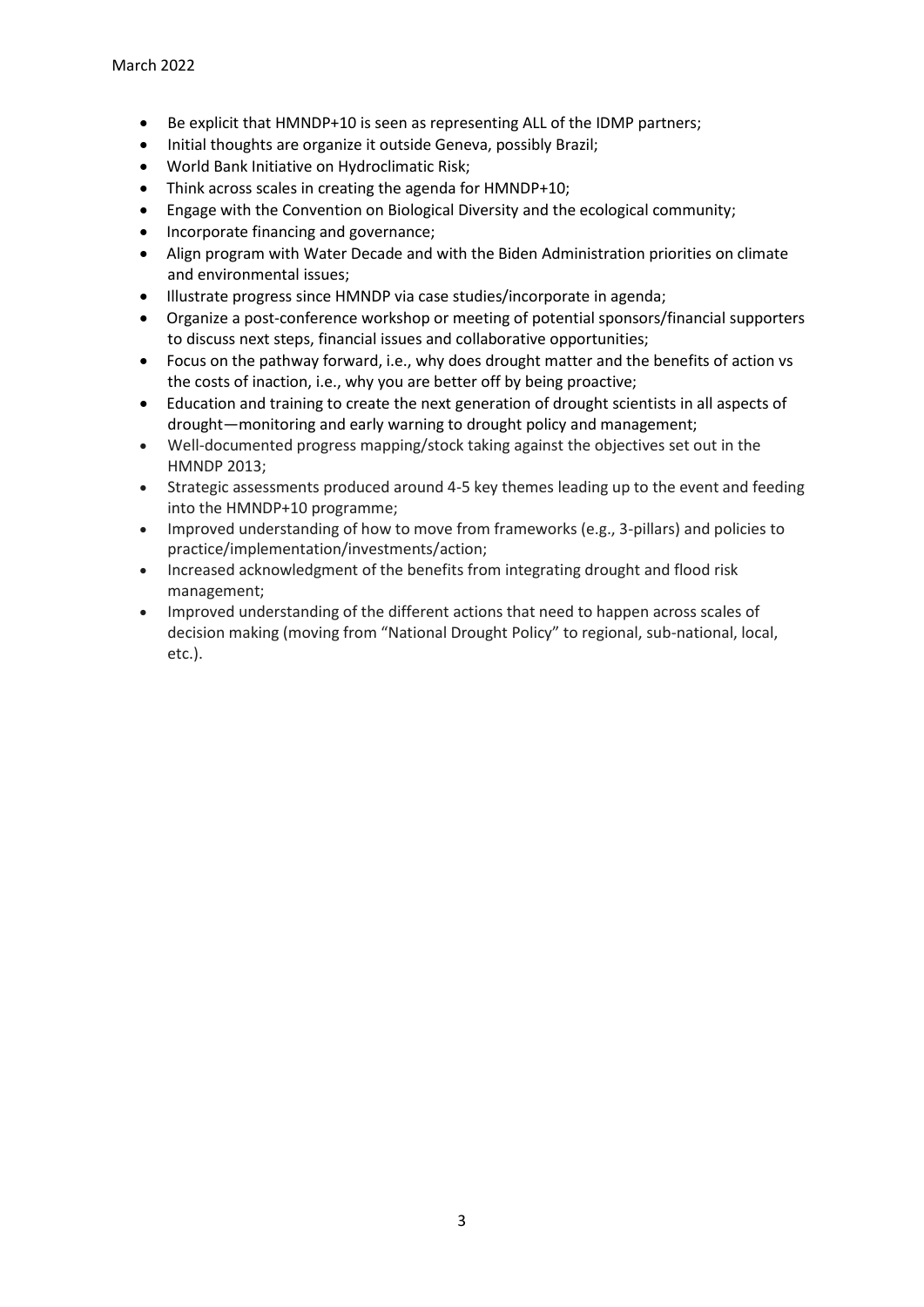- Be explicit that HMNDP+10 is seen as representing ALL of the IDMP partners;
- Initial thoughts are organize it outside Geneva, possibly Brazil;
- World Bank Initiative on Hydroclimatic Risk;
- Think across scales in creating the agenda for HMNDP+10;
- Engage with the Convention on Biological Diversity and the ecological community;
- Incorporate financing and governance;
- Align program with Water Decade and with the Biden Administration priorities on climate and environmental issues;
- Illustrate progress since HMNDP via case studies/incorporate in agenda;
- Organize a post-conference workshop or meeting of potential sponsors/financial supporters to discuss next steps, financial issues and collaborative opportunities;
- Focus on the pathway forward, i.e., why does drought matter and the benefits of action vs the costs of inaction, i.e., why you are better off by being proactive;
- Education and training to create the next generation of drought scientists in all aspects of drought—monitoring and early warning to drought policy and management;
- Well-documented progress mapping/stock taking against the objectives set out in the HMNDP 2013;
- Strategic assessments produced around 4-5 key themes leading up to the event and feeding into the HMNDP+10 programme;
- Improved understanding of how to move from frameworks (e.g., 3-pillars) and policies to practice/implementation/investments/action;
- Increased acknowledgment of the benefits from integrating drought and flood risk management;
- Improved understanding of the different actions that need to happen across scales of decision making (moving from "National Drought Policy" to regional, sub-national, local, etc.).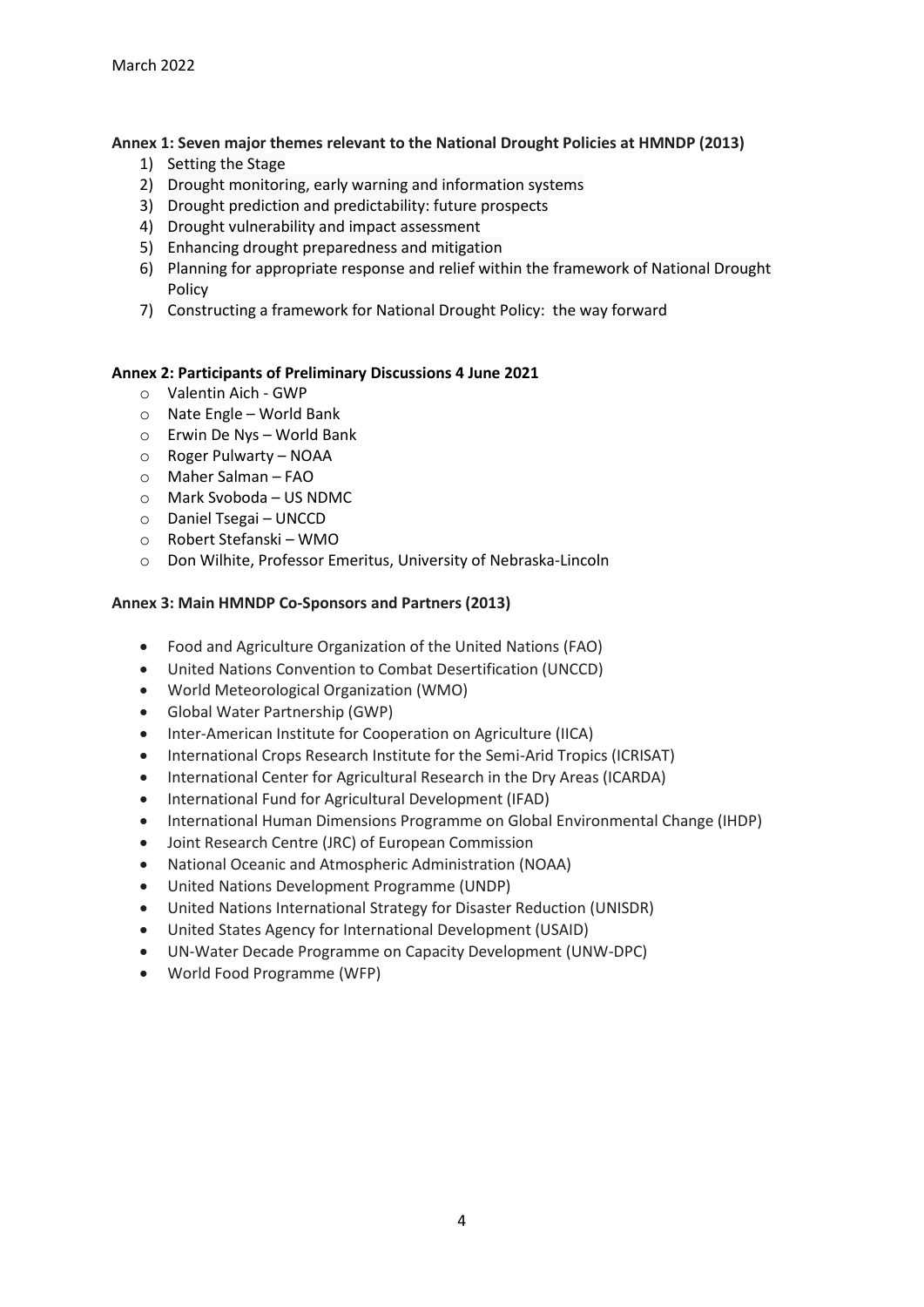**Annex 1: Seven major themes relevant to the National Drought Policies at HMNDP (2013)**

1) Setting the Stage
2) Drought monitoring, early warning and information systems
3) Drought prediction and predictability: future prospects
4) Drought vulnerability and impact assessment
5) Enhancing drought preparedness and mitigation
6) Planning for appropriate response and relief within the framework of National Drought Policy
7) Constructing a framework for National Drought Policy: the way forward

**Annex 2: Participants of Preliminary Discussions 4 June 2021**

- Valentin Aich - GWP
- Nate Engle – World Bank
- Erwin De Nys – World Bank
- Roger Pulwarty – NOAA
- Maher Salman – FAO
- Mark Svoboda – US NDMC
- Daniel Tsegai – UNCCD
- Robert Stefanski – WMO
- Don Wilhite, Professor Emeritus, University of Nebraska-Lincoln

**Annex 3: Main HMNDP Co-Sponsors and Partners (2013)**

- Food and Agriculture Organization of the United Nations (FAO)
- United Nations Convention to Combat Desertification (UNCCD)
- World Meteorological Organization (WMO)
- Global Water Partnership (GWP)
- Inter-American Institute for Cooperation on Agriculture (IICA)
- International Crops Research Institute for the Semi-Arid Tropics (ICRISAT)
- International Center for Agricultural Research in the Dry Areas (ICARDA)
- International Fund for Agricultural Development (IFAD)
- International Human Dimensions Programme on Global Environmental Change (IHDP)
- Joint Research Centre (JRC) of European Commission
- National Oceanic and Atmospheric Administration (NOAA)
- United Nations Development Programme (UNDP)
- United Nations International Strategy for Disaster Reduction (UNISDR)
- United States Agency for International Development (USAID)
- UN-Water Decade Programme on Capacity Development (UNW-DPC)
- World Food Programme (WFP)